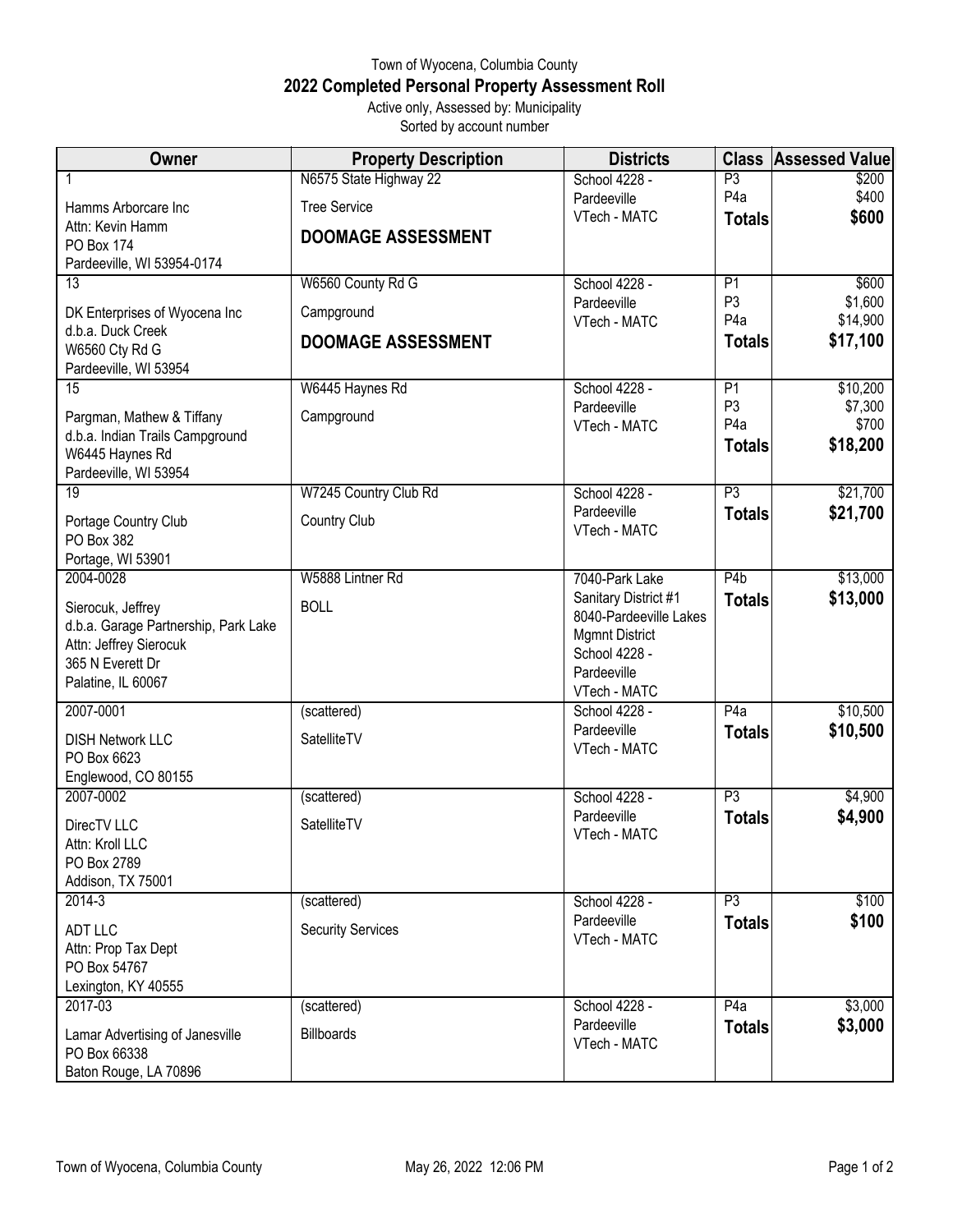# Town of Wyocena, Columbia County

## 2022 Completed Personal Property Assessment Roll

Active only, Assessed by: Municipality
Sorted by account number

| Owner | Property Description | Districts | Class | Assessed Value |
|---|---|---|---|---|
| 1<br>Hamms Arborcare Inc<br>Attn: Kevin Hamm<br>PO Box 174<br>Pardeeville, WI 53954-0174 | N6575 State Highway 22<br>Tree Service<br>**DOOMAGE ASSESSMENT** | School 4228 - Pardeeville<br>VTech - MATC | P3<br>P4a<br>**Totals** | $200<br>$400<br>**$600** |
| 13<br>DK Enterprises of Wyocena Inc<br>d.b.a. Duck Creek<br>W6560 Cty Rd G<br>Pardeeville, WI 53954 | W6560 County Rd G<br>Campground<br>**DOOMAGE ASSESSMENT** | School 4228 - Pardeeville<br>VTech - MATC | P1<br>P3<br>P4a<br>**Totals** | $600<br>$1,600<br>$14,900<br>**$17,100** |
| 15<br>Pargman, Mathew & Tiffany<br>d.b.a. Indian Trails Campground<br>W6445 Haynes Rd<br>Pardeeville, WI 53954 | W6445 Haynes Rd<br>Campground | School 4228 - Pardeeville<br>VTech - MATC | P1<br>P3<br>P4a<br>**Totals** | $10,200<br>$7,300<br>$700<br>**$18,200** |
| 19<br>Portage Country Club<br>PO Box 382<br>Portage, WI 53901 | W7245 Country Club Rd<br>Country Club | School 4228 - Pardeeville<br>VTech - MATC | P3<br>**Totals** | $21,700<br>**$21,700** |
| 2004-0028<br>Sierocuk, Jeffrey<br>d.b.a. Garage Partnership, Park Lake<br>Attn: Jeffrey Sierocuk<br>365 N Everett Dr<br>Palatine, IL 60067 | W5888 Lintner Rd<br>BOLL | 7040-Park Lake Sanitary District #1<br>8040-Pardeeville Lakes Mgmnt District<br>School 4228 - Pardeeville<br>VTech - MATC | P4b<br>**Totals** | $13,000<br>**$13,000** |
| 2007-0001<br>DISH Network LLC<br>PO Box 6623<br>Englewood, CO 80155 | (scattered)<br>SatelliteTV | School 4228 - Pardeeville<br>VTech - MATC | P4a<br>**Totals** | $10,500<br>**$10,500** |
| 2007-0002<br>DirecTV LLC<br>Attn: Kroll LLC<br>PO Box 2789<br>Addison, TX 75001 | (scattered)<br>SatelliteTV | School 4228 - Pardeeville<br>VTech - MATC | P3<br>**Totals** | $4,900<br>**$4,900** |
| 2014-3<br>ADT LLC<br>Attn: Prop Tax Dept<br>PO Box 54767<br>Lexington, KY 40555 | (scattered)<br>Security Services | School 4228 - Pardeeville<br>VTech - MATC | P3<br>**Totals** | $100<br>**$100** |
| 2017-03<br>Lamar Advertising of Janesville<br>PO Box 66338<br>Baton Rouge, LA 70896 | (scattered)<br>Billboards | School 4228 - Pardeeville<br>VTech - MATC | P4a<br>**Totals** | $3,000<br>**$3,000** |

May 26, 2022 12:06 PM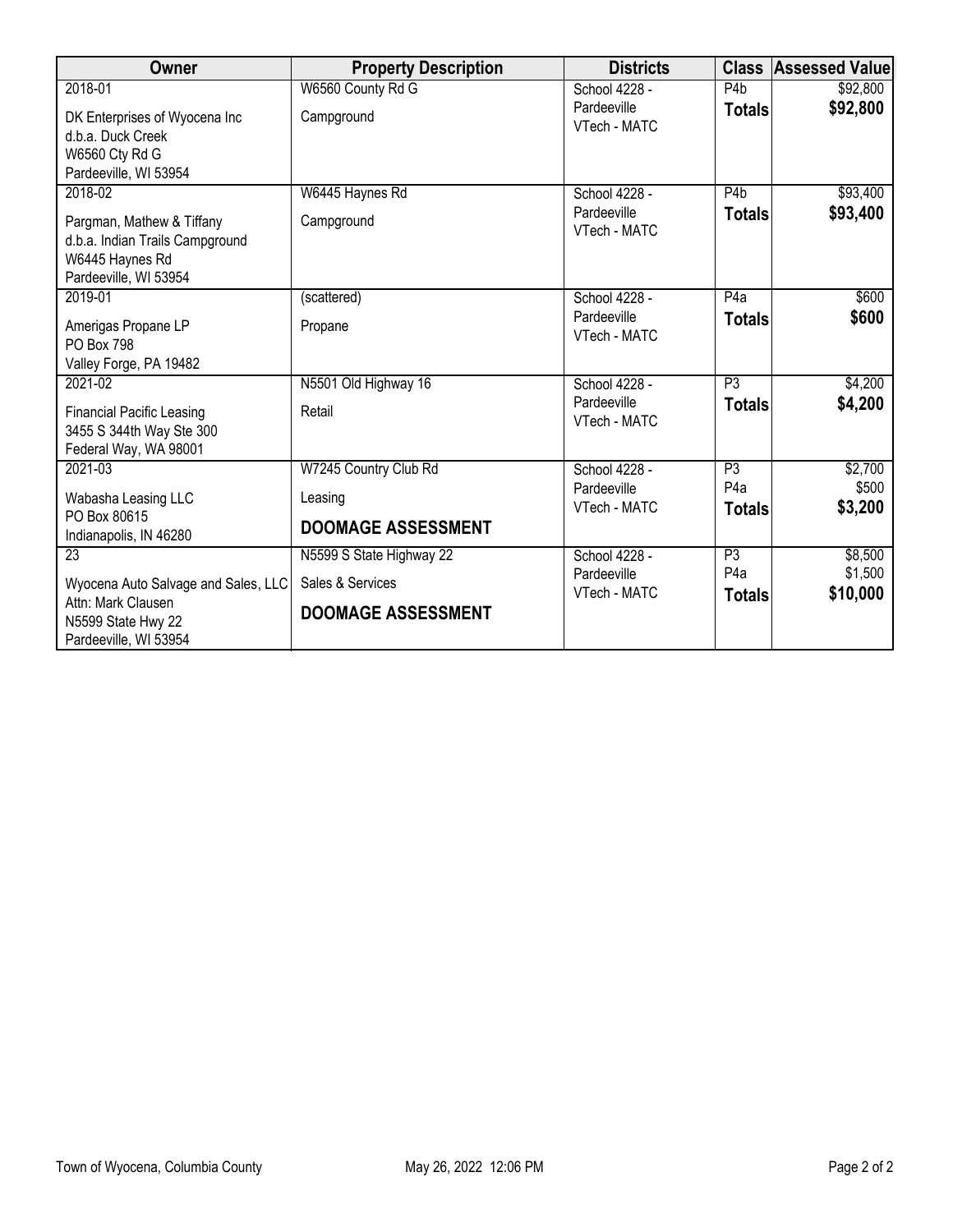| Owner | Property Description | Districts | Class | Assessed Value |
|---|---|---|---|---|
| 2018-01<br>DK Enterprises of Wyocena Inc<br>d.b.a. Duck Creek<br>W6560 Cty Rd G<br>Pardeeville, WI 53954 | W6560 County Rd G<br>Campground | School 4228 - Pardeeville<br>VTech - MATC | P4b<br>**Totals** | $92,800<br>**$92,800** |
| 2018-02<br>Pargman, Mathew & Tiffany<br>d.b.a. Indian Trails Campground<br>W6445 Haynes Rd<br>Pardeeville, WI 53954 | W6445 Haynes Rd<br>Campground | School 4228 - Pardeeville<br>VTech - MATC | P4b<br>**Totals** | $93,400<br>**$93,400** |
| 2019-01<br>Amerigas Propane LP<br>PO Box 798<br>Valley Forge, PA 19482 | (scattered)<br>Propane | School 4228 - Pardeeville<br>VTech - MATC | P4a<br>**Totals** | $600<br>**$600** |
| 2021-02<br>Financial Pacific Leasing<br>3455 S 344th Way Ste 300<br>Federal Way, WA 98001 | N5501 Old Highway 16<br>Retail | School 4228 - Pardeeville<br>VTech - MATC | P3<br>**Totals** | $4,200<br>**$4,200** |
| 2021-03<br>Wabasha Leasing LLC<br>PO Box 80615<br>Indianapolis, IN 46280 | W7245 Country Club Rd<br>Leasing<br>**DOOMAGE ASSESSMENT** | School 4228 - Pardeeville<br>VTech - MATC | P3<br>P4a<br>**Totals** | $2,700<br>$500<br>**$3,200** |
| 23<br>Wyocena Auto Salvage and Sales, LLC<br>Attn: Mark Clausen<br>N5599 State Hwy 22<br>Pardeeville, WI 53954 | N5599 S State Highway 22<br>Sales & Services<br>**DOOMAGE ASSESSMENT** | School 4228 - Pardeeville<br>VTech - MATC | P3<br>P4a<br>**Totals** | $8,500<br>$1,500<br>**$10,000** |